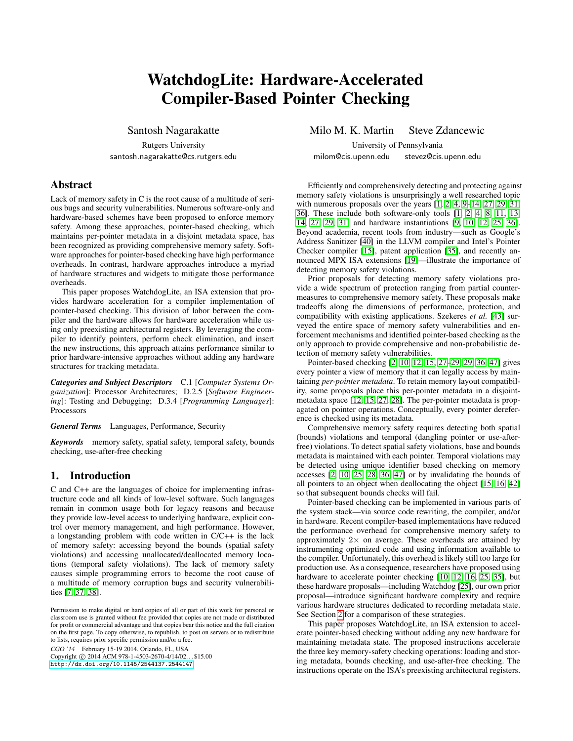# WatchdogLite: Hardware-Accelerated Compiler-Based Pointer Checking

Santosh Nagarakatte
Rutgers University
santosh.nagarakatte@cs.rutgers.edu

Milo M. K. Martin Steve Zdancewic
University of Pennsylvania
milom@cis.upenn.edu stevez@cis.upenn.edu

## Abstract

Lack of memory safety in C is the root cause of a multitude of serious bugs and security vulnerabilities. Numerous software-only and hardware-based schemes have been proposed to enforce memory safety. Among these approaches, pointer-based checking, which maintains per-pointer metadata in a disjoint metadata space, has been recognized as providing comprehensive memory safety. Software approaches for pointer-based checking have high performance overheads. In contrast, hardware approaches introduce a myriad of hardware structures and widgets to mitigate those performance overheads.

This paper proposes WatchdogLite, an ISA extension that provides hardware acceleration for a compiler implementation of pointer-based checking. This division of labor between the compiler and the hardware allows for hardware acceleration while using only preexisting architectural registers. By leveraging the compiler to identify pointers, perform check elimination, and insert the new instructions, this approach attains performance similar to prior hardware-intensive approaches without adding any hardware structures for tracking metadata.

***Categories and Subject Descriptors*** C.1 [*Computer Systems Organization*]: Processor Architectures; D.2.5 [*Software Engineering*]: Testing and Debugging; D.3.4 [*Programming Languages*]: Processors

***General Terms*** Languages, Performance, Security

***Keywords*** memory safety, spatial safety, temporal safety, bounds checking, use-after-free checking

## 1. Introduction

C and C++ are the languages of choice for implementing infrastructure code and all kinds of low-level software. Such languages remain in common usage both for legacy reasons and because they provide low-level access to underlying hardware, explicit control over memory management, and high performance. However, a longstanding problem with code written in C/C++ is the lack of memory safety: accessing beyond the bounds (spatial safety violations) and accessing unallocated/deallocated memory locations (temporal safety violations). The lack of memory safety causes simple programming errors to become the root cause of a multitude of memory corruption bugs and security vulnerabilities [7, 37, 38].

Permission to make digital or hard copies of all or part of this work for personal or classroom use is granted without fee provided that copies are not made or distributed for profit or commercial advantage and that copies bear this notice and the full citation on the first page. To copy otherwise, to republish, to post on servers or to redistribute to lists, requires prior specific permission and/or a fee.

*CGO '14* February 15-19 2014, Orlando, FL, USA
Copyright © 2014 ACM 978-1-4503-2670-4/14/02... $15.00
http://dx.doi.org/10.1145/2544137.2544147

Efficiently and comprehensively detecting and protecting against memory safety violations is unsurprisingly a well researched topic with numerous proposals over the years [1, 2, 4, 9–14, 27, 29, 31, 36]. These include both software-only tools [1, 2, 4, 8, 11, 13, 14, 27, 29, 31] and hardware instantiations [9, 10, 12, 25, 36]. Beyond academia, recent tools from industry—such as Google's Address Sanitizer [40] in the LLVM compiler and Intel's Pointer Checker compiler [15], patent application [35], and recently announced MPX ISA extensions [19]—illustrate the importance of detecting memory safety violations.

Prior proposals for detecting memory safety violations provide a wide spectrum of protection ranging from partial countermeasures to comprehensive memory safety. These proposals make tradeoffs along the dimensions of performance, protection, and compatibility with existing applications. Szekeres *et al.* [43] surveyed the entire space of memory safety vulnerabilities and enforcement mechanisms and identified pointer-based checking as the only approach to provide comprehensive and non-probabilistic detection of memory safety vulnerabilities.

Pointer-based checking [2, 10, 12, 15, 27–29, 29, 36, 47] gives every pointer a view of memory that it can legally access by maintaining *per-pointer metadata*. To retain memory layout compatibility, some proposals place this per-pointer metadata in a disjoint-metadata space [12, 15, 27, 28]. The per-pointer metadata is propagated on pointer operations. Conceptually, every pointer dereference is checked using its metadata.

Comprehensive memory safety requires detecting both spatial (bounds) violations and temporal (dangling pointer or use-after-free) violations. To detect spatial safety violations, base and bounds metadata is maintained with each pointer. Temporal violations may be detected using unique identifier based checking on memory accesses [2, 10, 25, 28, 36, 47] or by invalidating the bounds of all pointers to an object when deallocating the object [15, 16, 42] so that subsequent bounds checks will fail.

Pointer-based checking can be implemented in various parts of the system stack—via source code rewriting, the compiler, and/or in hardware. Recent compiler-based implementations have reduced the performance overhead for comprehensive memory safety to approximately 2× on average. These overheads are attained by instrumenting optimized code and using information available to the compiler. Unfortunately, this overhead is likely still too large for production use. As a consequence, researchers have proposed using hardware to accelerate pointer checking [10, 12, 16, 25, 35], but these hardware proposals—including Watchdog [25], our own prior proposal—introduce significant hardware complexity and require various hardware structures dedicated to recording metadata state. See Section 2 for a comparison of these strategies.

This paper proposes WatchdogLite, an ISA extension to accelerate pointer-based checking without adding any new hardware for maintaining metadata state. The proposed instructions accelerate the three key memory-safety checking operations: loading and storing metadata, bounds checking, and use-after-free checking. The instructions operate on the ISA's preexisting architectural registers.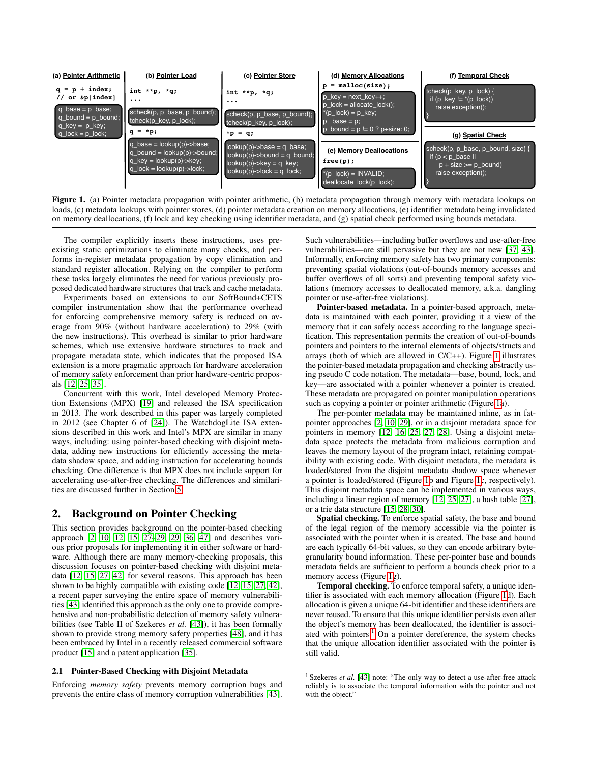**(a) Pointer Arithmetic**

```
q = p + index;
// or &p[index]
```

```
q_base = p_base;
q_bound = p_bound;
q_key = p_key;
q_lock = p_lock;
```

**(b) Pointer Load**

```
int **p, *q;
...
```

```
scheck(p, p_base, p_bound);
tcheck(p_key, p_lock);
```

```
q = *p;
```

```
q_base = lookup(p)->base;
q_bound = lookup(p)->bound;
q_key = lookup(p)->key;
q_lock = lookup(p)->lock;
```

**(c) Pointer Store**

```
int **p, *q;
...
```

```
scheck(p, p_base, p_bound);
tcheck(p_key, p_lock);
```

```
*p = q;
```

```
lookup(p)->base = q_base;
lookup(p)->bound = q_bound;
lookup(p)->key = q_key;
lookup(p)->lock = q_lock;
```

**(d) Memory Allocations**

```
p = malloc(size);
```

```
p_key = next_key++;
p_lock = allocate_lock();
*(p_lock) = p_key;
p_ base = p;
p_bound = p != 0 ? p+size: 0;
```

**(e) Memory Deallocations**

```
free(p);
```

```
*(p_lock) = INVALID;
deallocate_lock(p_lock);
```

**(f) Temporal Check**

```
tcheck(p_key, p_lock) {
  if (p_key != *(p_lock))
    raise exception();
}
```

**(g) Spatial Check**

```
scheck(p, p_base, p_bound, size) {
  if (p < p_base ||
      p + size >= p_bound)
    raise exception();
}
```

**Figure 1.** (a) Pointer metadata propagation with pointer arithmetic, (b) metadata propagation through memory with metadata lookups on loads, (c) metadata lookups with pointer stores, (d) pointer metadata creation on memory allocations, (e) identifier metadata being invalidated on memory deallocations, (f) lock and key checking using identifier metadata, and (g) spatial check performed using bounds metadata.

The compiler explicitly inserts these instructions, uses preexisting static optimizations to eliminate many checks, and performs in-register metadata propagation by copy elimination and standard register allocation. Relying on the compiler to perform these tasks largely eliminates the need for various previously proposed dedicated hardware structures that track and cache metadata.

Experiments based on extensions to our SoftBound+CETS compiler instrumentation show that the performance overhead for enforcing comprehensive memory safety is reduced on average from 90% (without hardware acceleration) to 29% (with the new instructions). This overhead is similar to prior hardware schemes, which use extensive hardware structures to track and propagate metadata state, which indicates that the proposed ISA extension is a more pragmatic approach for hardware acceleration of memory safety enforcement than prior hardware-centric proposals [12, 25, 35].

Concurrent with this work, Intel developed Memory Protection Extensions (MPX) [19] and released the ISA specification in 2013. The work described in this paper was largely completed in 2012 (see Chapter 6 of [24]). The WatchdogLite ISA extensions described in this work and Intel's MPX are similar in many ways, including: using pointer-based checking with disjoint metadata, adding new instructions for efficiently accessing the metadata shadow space, and adding instruction for accelerating bounds checking. One difference is that MPX does not include support for accelerating use-after-free checking. The differences and similarities are discussed further in Section 5.

## 2. Background on Pointer Checking

This section provides background on the pointer-based checking approach [2, 10, 12, 15, 27–29, 29, 36, 47] and describes various prior proposals for implementing it in either software or hardware. Although there are many memory-checking proposals, this discussion focuses on pointer-based checking with disjoint metadata [12, 15, 27, 42] for several reasons. This approach has been shown to be highly compatible with existing code [12, 15, 27, 42], a recent paper surveying the entire space of memory vulnerabilities [43] identified this approach as the only one to provide comprehensive and non-probabilistic detection of memory safety vulnerabilities (see Table II of Szekeres *et al.* [43]), it has been formally shown to provide strong memory safety properties [48], and it has been embraced by Intel in a recently released commercial software product [15] and a patent application [35].

### 2.1 Pointer-Based Checking with Disjoint Metadata

Enforcing *memory safety* prevents memory corruption bugs and prevents the entire class of memory corruption vulnerabilities [43]. Such vulnerabilities—including buffer overflows and use-after-free vulnerabilities—are still pervasive but they are not new [37, 43]. Informally, enforcing memory safety has two primary components: preventing spatial violations (out-of-bounds memory accesses and buffer overflows of all sorts) and preventing temporal safety violations (memory accesses to deallocated memory, a.k.a. dangling pointer or use-after-free violations).

**Pointer-based metadata.** In a pointer-based approach, metadata is maintained with each pointer, providing it a view of the memory that it can safely access according to the language specification. This representation permits the creation of out-of-bounds pointers and pointers to the internal elements of objects/structs and arrays (both of which are allowed in C/C++). Figure 1 illustrates the pointer-based metadata propagation and checking abstractly using pseudo C code notation. The metadata—base, bound, lock, and key—are associated with a pointer whenever a pointer is created. These metadata are propagated on pointer manipulation operations such as copying a pointer or pointer arithmetic (Figure 1a).

The per-pointer metadata may be maintained inline, as in fat-pointer approaches [2, 10, 29], or in a disjoint metadata space for pointers in memory [12, 16, 25, 27, 28]. Using a disjoint metadata space protects the metadata from malicious corruption and leaves the memory layout of the program intact, retaining compatibility with existing code. With disjoint metadata, the metadata is loaded/stored from the disjoint metadata shadow space whenever a pointer is loaded/stored (Figure 1b and Figure 1c, respectively). This disjoint metadata space can be implemented in various ways, including a linear region of memory [12, 25, 27], a hash table [27], or a trie data structure [15, 28, 30].

**Spatial checking.** To enforce spatial safety, the base and bound of the legal region of the memory accessible via the pointer is associated with the pointer when it is created. The base and bound are each typically 64-bit values, so they can encode arbitrary byte-granularity bound information. These per-pointer base and bounds metadata fields are sufficient to perform a bounds check prior to a memory access (Figure 1g).

**Temporal checking.** To enforce temporal safety, a unique identifier is associated with each memory allocation (Figure 1d). Each allocation is given a unique 64-bit identifier and these identifiers are never reused. To ensure that this unique identifier persists even after the object's memory has been deallocated, the identifier is associated with pointers.[1] On a pointer dereference, the system checks that the unique allocation identifier associated with the pointer is still valid.

[1] Szekeres *et al.* [43] note: "The only way to detect a use-after-free attack reliably is to associate the temporal information with the pointer and not with the object."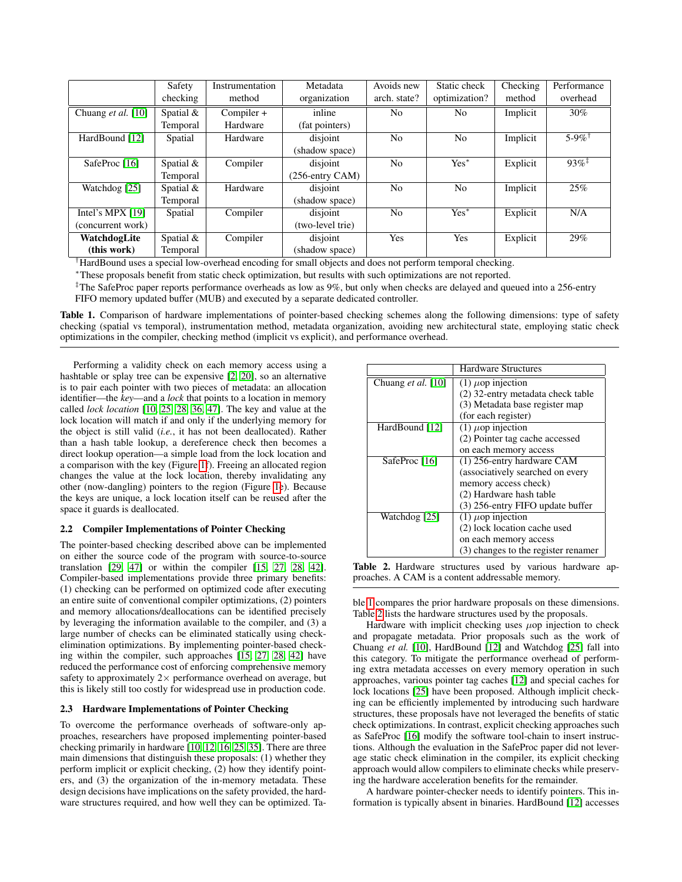| | Safety checking | Instrumentation method | Metadata organization | Avoids new arch. state? | Static check optimization? | Checking method | Performance overhead |
|---|---|---|---|---|---|---|---|
| Chuang *et al.* [10] | Spatial & Temporal | Compiler + Hardware | inline (fat pointers) | No | No | Implicit | 30% |
| HardBound [12] | Spatial | Hardware | disjoint (shadow space) | No | No | Implicit | 5-9%[†] |
| SafeProc [16] | Spatial & Temporal | Compiler | disjoint (256-entry CAM) | No | Yes[*] | Explicit | 93%[‡] |
| Watchdog [25] | Spatial & Temporal | Hardware | disjoint (shadow space) | No | No | Implicit | 25% |
| Intel's MPX [19] (concurrent work) | Spatial | Compiler | disjoint (two-level trie) | No | Yes[*] | Explicit | N/A |
| **WatchdogLite (this work)** | Spatial & Temporal | Compiler | disjoint (shadow space) | Yes | Yes | Explicit | 29% |

[†]HardBound uses a special low-overhead encoding for small objects and does not perform temporal checking.

[*]These proposals benefit from static check optimization, but results with such optimizations are not reported.

[‡]The SafeProc paper reports performance overheads as low as 9%, but only when checks are delayed and queued into a 256-entry FIFO memory updated buffer (MUB) and executed by a separate dedicated controller.

**Table 1.** Comparison of hardware implementations of pointer-based checking schemes along the following dimensions: type of safety checking (spatial vs temporal), instrumentation method, metadata organization, avoiding new architectural state, employing static check optimizations in the compiler, checking method (implicit vs explicit), and performance overhead.

Performing a validity check on each memory access using a hashtable or splay tree can be expensive [2, 20], so an alternative is to pair each pointer with two pieces of metadata: an allocation identifier—the *key*—and a *lock* that points to a location in memory called *lock location* [10, 25, 28, 36, 47]. The key and value at the lock location will match if and only if the underlying memory for the object is still valid (*i.e.*, it has not been deallocated). Rather than a hash table lookup, a dereference check then becomes a direct lookup operation—a simple load from the lock location and a comparison with the key (Figure 1f). Freeing an allocated region changes the value at the lock location, thereby invalidating any other (now-dangling) pointers to the region (Figure 1e). Because the keys are unique, a lock location itself can be reused after the space it guards is deallocated.

### 2.2 Compiler Implementations of Pointer Checking

The pointer-based checking described above can be implemented on either the source code of the program with source-to-source translation [29, 47] or within the compiler [15, 27, 28, 42]. Compiler-based implementations provide three primary benefits: (1) checking can be performed on optimized code after executing an entire suite of conventional compiler optimizations, (2) pointers and memory allocations/deallocations can be identified precisely by leveraging the information available to the compiler, and (3) a large number of checks can be eliminated statically using check-elimination optimizations. By implementing pointer-based checking within the compiler, such approaches [15, 27, 28, 42] have reduced the performance cost of enforcing comprehensive memory safety to approximately 2× performance overhead on average, but this is likely still too costly for widespread use in production code.

### 2.3 Hardware Implementations of Pointer Checking

To overcome the performance overheads of software-only approaches, researchers have proposed implementing pointer-based checking primarily in hardware [10, 12, 16, 25, 35]. There are three main dimensions that distinguish these proposals: (1) whether they perform implicit or explicit checking, (2) how they identify pointers, and (3) the organization of the in-memory metadata. These design decisions have implications on the safety provided, the hardware structures required, and how well they can be optimized. Table 1 compares the prior hardware proposals on these dimensions. Table 2 lists the hardware structures used by the proposals.

| | Hardware Structures |
|---|---|
| Chuang *et al.* [10] | (1) $\mu$op injection<br>(2) 32-entry metadata check table<br>(3) Metadata base register map (for each register) |
| HardBound [12] | (1) $\mu$op injection<br>(2) Pointer tag cache accessed on each memory access |
| SafeProc [16] | (1) 256-entry hardware CAM (associatively searched on every memory access check)<br>(2) Hardware hash table<br>(3) 256-entry FIFO update buffer |
| Watchdog [25] | (1) $\mu$op injection<br>(2) lock location cache used on each memory access<br>(3) changes to the register renamer |

**Table 2.** Hardware structures used by various hardware approaches. A CAM is a content addressable memory.

Hardware with implicit checking uses $\mu$op injection to check and propagate metadata. Prior proposals such as the work of Chuang *et al.* [10], HardBound [12] and Watchdog [25] fall into this category. To mitigate the performance overhead of performing extra metadata accesses on every memory operation in such approaches, various pointer tag caches [12] and special caches for lock locations [25] have been proposed. Although implicit checking can be efficiently implemented by introducing such hardware structures, these proposals have not leveraged the benefits of static check optimizations. In contrast, explicit checking approaches such as SafeProc [16] modify the software tool-chain to insert instructions. Although the evaluation in the SafeProc paper did not leverage static check elimination in the compiler, its explicit checking approach would allow compilers to eliminate checks while preserving the hardware acceleration benefits for the remainder.

A hardware pointer-checker needs to identify pointers. This information is typically absent in binaries. HardBound [12] accesses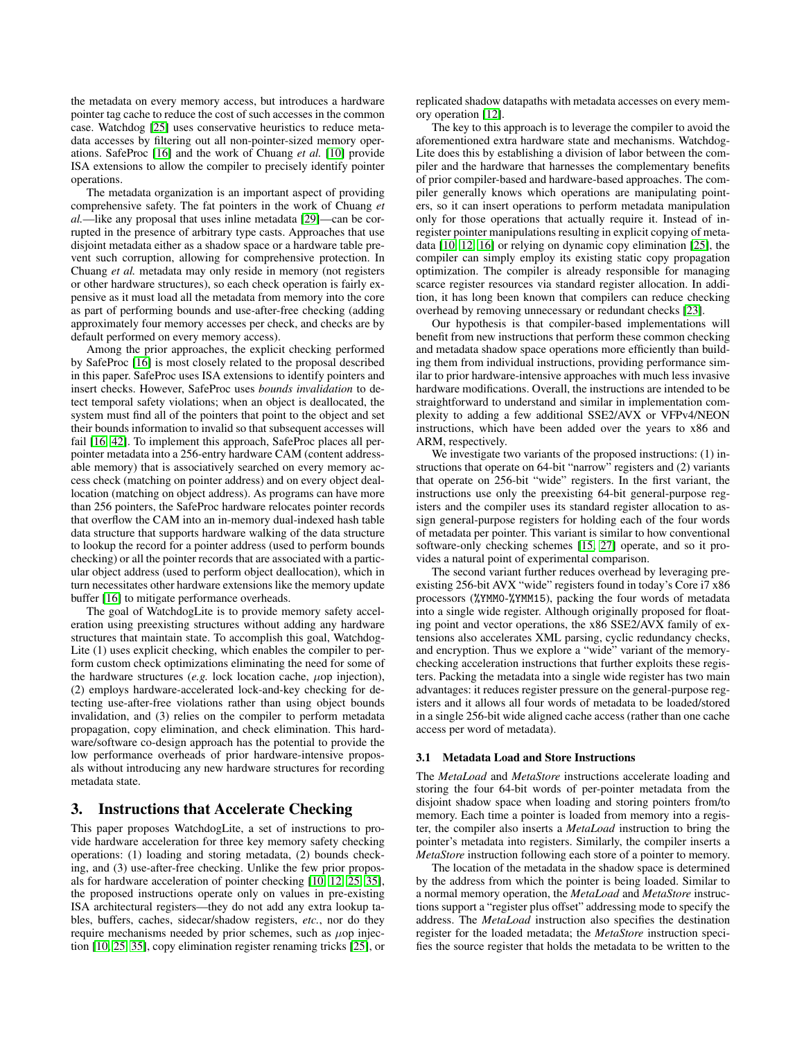the metadata on every memory access, but introduces a hardware pointer tag cache to reduce the cost of such accesses in the common case. Watchdog [25] uses conservative heuristics to reduce metadata accesses by filtering out all non-pointer-sized memory operations. SafeProc [16] and the work of Chuang *et al.* [10] provide ISA extensions to allow the compiler to precisely identify pointer operations.

The metadata organization is an important aspect of providing comprehensive safety. The fat pointers in the work of Chuang *et al.*—like any proposal that uses inline metadata [29]—can be corrupted in the presence of arbitrary type casts. Approaches that use disjoint metadata either as a shadow space or a hardware table prevent such corruption, allowing for comprehensive protection. In Chuang *et al.* metadata may only reside in memory (not registers or other hardware structures), so each check operation is fairly expensive as it must load all the metadata from memory into the core as part of performing bounds and use-after-free checking (adding approximately four memory accesses per check, and checks are by default performed on every memory access).

Among the prior approaches, the explicit checking performed by SafeProc [16] is most closely related to the proposal described in this paper. SafeProc uses ISA extensions to identify pointers and insert checks. However, SafeProc uses *bounds invalidation* to detect temporal safety violations; when an object is deallocated, the system must find all of the pointers that point to the object and set their bounds information to invalid so that subsequent accesses will fail [16, 42]. To implement this approach, SafeProc places all per-pointer metadata into a 256-entry hardware CAM (content addressable memory) that is associatively searched on every memory access check (matching on pointer address) and on every object deallocation (matching on object address). As programs can have more than 256 pointers, the SafeProc hardware relocates pointer records that overflow the CAM into an in-memory dual-indexed hash table data structure that supports hardware walking of the data structure to lookup the record for a pointer address (used to perform bounds checking) or all the pointer records that are associated with a particular object address (used to perform object deallocation), which in turn necessitates other hardware extensions like the memory update buffer [16] to mitigate performance overheads.

The goal of WatchdogLite is to provide memory safety acceleration using preexisting structures without adding any hardware structures that maintain state. To accomplish this goal, WatchdogLite (1) uses explicit checking, which enables the compiler to perform custom check optimizations eliminating the need for some of the hardware structures (*e.g.* lock location cache, $\mu$op injection), (2) employs hardware-accelerated lock-and-key checking for detecting use-after-free violations rather than using object bounds invalidation, and (3) relies on the compiler to perform metadata propagation, copy elimination, and check elimination. This hardware/software co-design approach has the potential to provide the low performance overheads of prior hardware-intensive proposals without introducing any new hardware structures for recording metadata state.

# 3. Instructions that Accelerate Checking

This paper proposes WatchdogLite, a set of instructions to provide hardware acceleration for three key memory safety checking operations: (1) loading and storing metadata, (2) bounds checking, and (3) use-after-free checking. Unlike the few prior proposals for hardware acceleration of pointer checking [10, 12, 25, 35], the proposed instructions operate only on values in pre-existing ISA architectural registers—they do not add any extra lookup tables, buffers, caches, sidecar/shadow registers, *etc.*, nor do they require mechanisms needed by prior schemes, such as $\mu$op injection [10, 25, 35], copy elimination register renaming tricks [25], or replicated shadow datapaths with metadata accesses on every memory operation [12].

The key to this approach is to leverage the compiler to avoid the aforementioned extra hardware state and mechanisms. WatchdogLite does this by establishing a division of labor between the compiler and the hardware that harnesses the complementary benefits of prior compiler-based and hardware-based approaches. The compiler generally knows which operations are manipulating pointers, so it can insert operations to perform metadata manipulation only for those operations that actually require it. Instead of in-register pointer manipulations resulting in explicit copying of metadata [10, 12, 16] or relying on dynamic copy elimination [25], the compiler can simply employ its existing static copy propagation optimization. The compiler is already responsible for managing scarce register resources via standard register allocation. In addition, it has long been known that compilers can reduce checking overhead by removing unnecessary or redundant checks [23].

Our hypothesis is that compiler-based implementations will benefit from new instructions that perform these common checking and metadata shadow space operations more efficiently than building them from individual instructions, providing performance similar to prior hardware-intensive approaches with much less invasive hardware modifications. Overall, the instructions are intended to be straightforward to understand and similar in implementation complexity to adding a few additional SSE2/AVX or VFPv4/NEON instructions, which have been added over the years to x86 and ARM, respectively.

We investigate two variants of the proposed instructions: (1) instructions that operate on 64-bit "narrow" registers and (2) variants that operate on 256-bit "wide" registers. In the first variant, the instructions use only the preexisting 64-bit general-purpose registers and the compiler uses its standard register allocation to assign general-purpose registers for holding each of the four words of metadata per pointer. This variant is similar to how conventional software-only checking schemes [15, 27] operate, and so it provides a natural point of experimental comparison.

The second variant further reduces overhead by leveraging preexisting 256-bit AVX "wide" registers found in today's Core i7 x86 processors (`%YMM0`-`%YMM15`), packing the four words of metadata into a single wide register. Although originally proposed for floating point and vector operations, the x86 SSE2/AVX family of extensions also accelerates XML parsing, cyclic redundancy checks, and encryption. Thus we explore a "wide" variant of the memory-checking acceleration instructions that further exploits these registers. Packing the metadata into a single wide register has two main advantages: it reduces register pressure on the general-purpose registers and it allows all four words of metadata to be loaded/stored in a single 256-bit wide aligned cache access (rather than one cache access per word of metadata).

### 3.1 Metadata Load and Store Instructions

The *MetaLoad* and *MetaStore* instructions accelerate loading and storing the four 64-bit words of per-pointer metadata from the disjoint shadow space when loading and storing pointers from/to memory. Each time a pointer is loaded from memory into a register, the compiler also inserts a *MetaLoad* instruction to bring the pointer's metadata into registers. Similarly, the compiler inserts a *MetaStore* instruction following each store of a pointer to memory.

The location of the metadata in the shadow space is determined by the address from which the pointer is being loaded. Similar to a normal memory operation, the *MetaLoad* and *MetaStore* instructions support a "register plus offset" addressing mode to specify the address. The *MetaLoad* instruction also specifies the destination register for the loaded metadata; the *MetaStore* instruction specifies the source register that holds the metadata to be written to the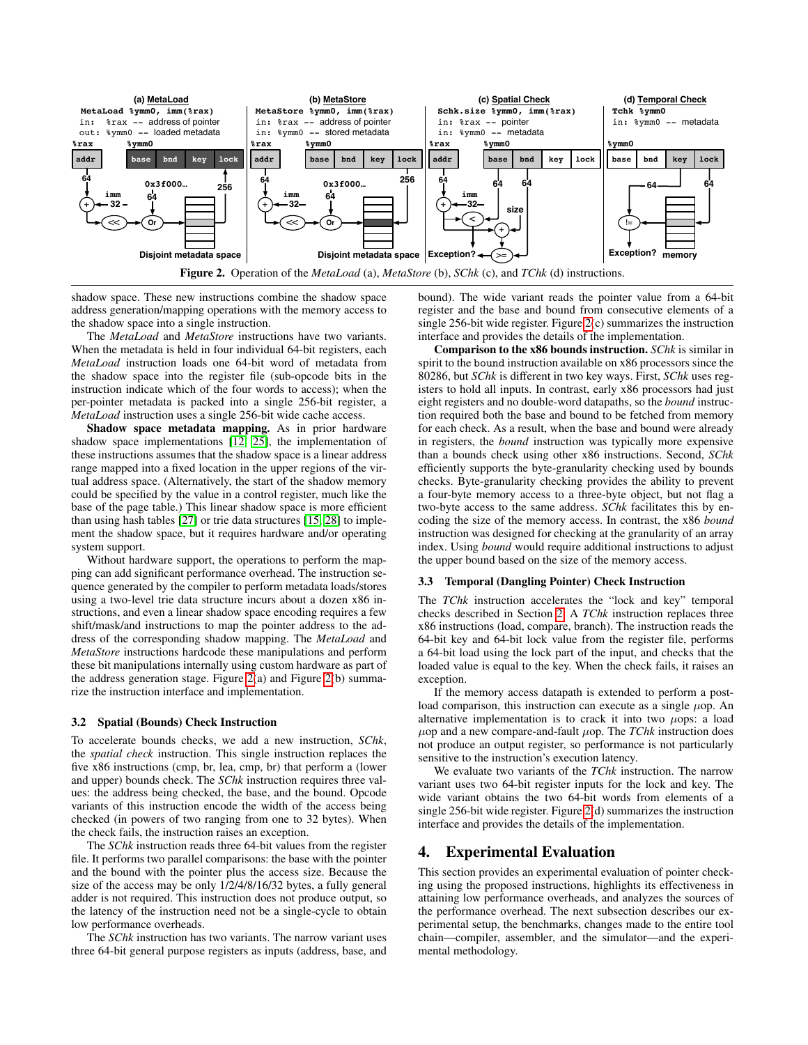**Figure 2.** Operation of the *MetaLoad* (a), *MetaStore* (b), *SChk* (c), and *TChk* (d) instructions.

shadow space. These new instructions combine the shadow space address generation/mapping operations with the memory access to the shadow space into a single instruction.

The *MetaLoad* and *MetaStore* instructions have two variants. When the metadata is held in four individual 64-bit registers, each *MetaLoad* instruction loads one 64-bit word of metadata from the shadow space into the register file (sub-opcode bits in the instruction indicate which of the four words to access); when the per-pointer metadata is packed into a single 256-bit register, a *MetaLoad* instruction uses a single 256-bit wide cache access.

**Shadow space metadata mapping.** As in prior hardware shadow space implementations [12, 25], the implementation of these instructions assumes that the shadow space is a linear address range mapped into a fixed location in the upper regions of the virtual address space. (Alternatively, the start of the shadow memory could be specified by the value in a control register, much like the base of the page table.) This linear shadow space is more efficient than using hash tables [27] or trie data structures [15, 28] to implement the shadow space, but it requires hardware and/or operating system support.

Without hardware support, the operations to perform the mapping can add significant performance overhead. The instruction sequence generated by the compiler to perform metadata loads/stores using a two-level trie data structure incurs about a dozen x86 instructions, and even a linear shadow space encoding requires a few shift/mask/and instructions to map the pointer address to the address of the corresponding shadow mapping. The *MetaLoad* and *MetaStore* instructions hardcode these manipulations and perform these bit manipulations internally using custom hardware as part of the address generation stage. Figure 2(a) and Figure 2(b) summarize the instruction interface and implementation.

### 3.2 Spatial (Bounds) Check Instruction

To accelerate bounds checks, we add a new instruction, *SChk*, the *spatial check* instruction. This single instruction replaces the five x86 instructions (cmp, br, lea, cmp, br) that perform a (lower and upper) bounds check. The *SChk* instruction requires three values: the address being checked, the base, and the bound. Opcode variants of this instruction encode the width of the access being checked (in powers of two ranging from one to 32 bytes). When the check fails, the instruction raises an exception.

The *SChk* instruction reads three 64-bit values from the register file. It performs two parallel comparisons: the base with the pointer and the bound with the pointer plus the access size. Because the size of the access may be only 1/2/4/8/16/32 bytes, a fully general adder is not required. This instruction does not produce output, so the latency of the instruction need not be a single-cycle to obtain low performance overheads.

The *SChk* instruction has two variants. The narrow variant uses three 64-bit general purpose registers as inputs (address, base, and bound). The wide variant reads the pointer value from a 64-bit register and the base and bound from consecutive elements of a single 256-bit wide register. Figure 2(c) summarizes the instruction interface and provides the details of the implementation.

**Comparison to the x86 bounds instruction.** *SChk* is similar in spirit to the bound instruction available on x86 processors since the 80286, but *SChk* is different in two key ways. First, *SChk* uses registers to hold all inputs. In contrast, early x86 processors had just eight registers and no double-word datapaths, so the *bound* instruction required both the base and bound to be fetched from memory for each check. As a result, when the base and bound were already in registers, the *bound* instruction was typically more expensive than a bounds check using other x86 instructions. Second, *SChk* efficiently supports the byte-granularity checking used by bounds checks. Byte-granularity checking provides the ability to prevent a four-byte memory access to a three-byte object, but not flag a two-byte access to the same address. *SChk* facilitates this by encoding the size of the memory access. In contrast, the x86 *bound* instruction was designed for checking at the granularity of an array index. Using *bound* would require additional instructions to adjust the upper bound based on the size of the memory access.

### 3.3 Temporal (Dangling Pointer) Check Instruction

The *TChk* instruction accelerates the "lock and key" temporal checks described in Section 2. A *TChk* instruction replaces three x86 instructions (load, compare, branch). The instruction reads the 64-bit key and 64-bit lock value from the register file, performs a 64-bit load using the lock part of the input, and checks that the loaded value is equal to the key. When the check fails, it raises an exception.

If the memory access datapath is extended to perform a post-load comparison, this instruction can execute as a single $\mu$op. An alternative implementation is to crack it into two $\mu$ops: a load $\mu$op and a new compare-and-fault $\mu$op. The *TChk* instruction does not produce an output register, so performance is not particularly sensitive to the instruction's execution latency.

We evaluate two variants of the *TChk* instruction. The narrow variant uses two 64-bit register inputs for the lock and key. The wide variant obtains the two 64-bit words from elements of a single 256-bit wide register. Figure 2(d) summarizes the instruction interface and provides the details of the implementation.

## 4. Experimental Evaluation

This section provides an experimental evaluation of pointer checking using the proposed instructions, highlights its effectiveness in attaining low performance overheads, and analyzes the sources of the performance overhead. The next subsection describes our experimental setup, the benchmarks, changes made to the entire tool chain—compiler, assembler, and the simulator—and the experimental methodology.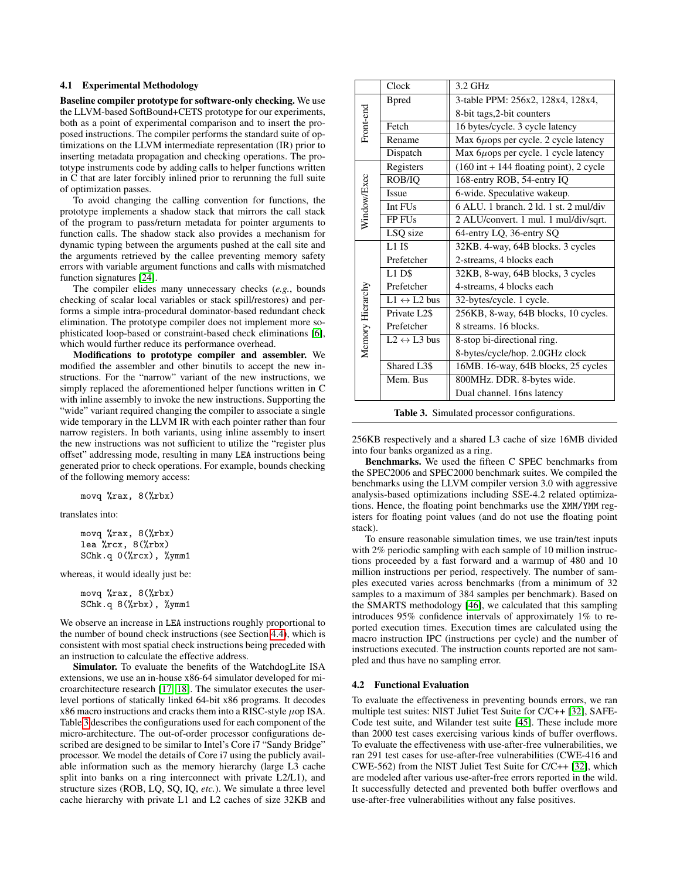### 4.1 Experimental Methodology

**Baseline compiler prototype for software-only checking.** We use the LLVM-based SoftBound+CETS prototype for our experiments, both as a point of experimental comparison and to insert the proposed instructions. The compiler performs the standard suite of optimizations on the LLVM intermediate representation (IR) prior to inserting metadata propagation and checking operations. The prototype instruments code by adding calls to helper functions written in C that are later forcibly inlined prior to rerunning the full suite of optimization passes.

To avoid changing the calling convention for functions, the prototype implements a shadow stack that mirrors the call stack of the program to pass/return metadata for pointer arguments to function calls. The shadow stack also provides a mechanism for dynamic typing between the arguments pushed at the call site and the arguments retrieved by the callee preventing memory safety errors with variable argument functions and calls with mismatched function signatures [24].

The compiler elides many unnecessary checks (*e.g.*, bounds checking of scalar local variables or stack spill/restores) and performs a simple intra-procedural dominator-based redundant check elimination. The prototype compiler does not implement more sophisticated loop-based or constraint-based check eliminations [6], which would further reduce its performance overhead.

**Modifications to prototype compiler and assembler.** We modified the assembler and other binutils to accept the new instructions. For the "narrow" variant of the new instructions, we simply replaced the aforementioned helper functions written in C with inline assembly to invoke the new instructions. Supporting the "wide" variant required changing the compiler to associate a single wide temporary in the LLVM IR with each pointer rather than four narrow registers. In both variants, using inline assembly to insert the new instructions was not sufficient to utilize the "register plus offset" addressing mode, resulting in many LEA instructions being generated prior to check operations. For example, bounds checking of the following memory access:

```
movq %rax, 8(%rbx)
```

translates into:

```
movq %rax, 8(%rbx)
lea %rcx, 8(%rbx)
SChk.q 0(%rcx), %ymm1
```

whereas, it would ideally just be:

```
movq %rax, 8(%rbx)
SChk.q 8(%rbx), %ymm1
```

We observe an increase in LEA instructions roughly proportional to the number of bound check instructions (see Section 4.4), which is consistent with most spatial check instructions being preceded with an instruction to calculate the effective address.

**Simulator.** To evaluate the benefits of the WatchdogLite ISA extensions, we use an in-house x86-64 simulator developed for microarchitecture research [17, 18]. The simulator executes the user-level portions of statically linked 64-bit x86 programs. It decodes x86 macro instructions and cracks them into a RISC-style $\mu$op ISA. Table 3 describes the configurations used for each component of the micro-architecture. The out-of-order processor configurations described are designed to be similar to Intel's Core i7 "Sandy Bridge" processor. We model the details of Core i7 using the publicly available information such as the memory hierarchy (large L3 cache split into banks on a ring interconnect with private L2/L1), and structure sizes (ROB, LQ, SQ, IQ, *etc.*). We simulate a three level cache hierarchy with private L1 and L2 caches of size 32KB and 256KB respectively and a shared L3 cache of size 16MB divided into four banks organized as a ring.

| | | |
|---|---|---|
| | Clock | 3.2 GHz |
| Front-end | Bpred | 3-table PPM: 256x2, 128x4, 128x4, 8-bit tags,2-bit counters |
| | Fetch | 16 bytes/cycle. 3 cycle latency |
| | Rename | Max 6$\mu$ops per cycle. 2 cycle latency |
| | Dispatch | Max 6$\mu$ops per cycle. 1 cycle latency |
| Window/Exec | Registers | (160 int + 144 floating point), 2 cycle |
| | ROB/IQ | 168-entry ROB, 54-entry IQ |
| | Issue | 6-wide. Speculative wakeup. |
| | Int FUs | 6 ALU. 1 branch. 2 ld. 1 st. 2 mul/div |
| | FP FUs | 2 ALU/convert. 1 mul. 1 mul/div/sqrt. |
| | LSQ size | 64-entry LQ, 36-entry SQ |
| Memory Hierarchy | L1 I$ | 32KB. 4-way, 64B blocks. 3 cycles |
| | Prefetcher | 2-streams, 4 blocks each |
| | L1 D$ | 32KB, 8-way, 64B blocks, 3 cycles |
| | Prefetcher | 4-streams, 4 blocks each |
| | L1 $\leftrightarrow$ L2 bus | 32-bytes/cycle. 1 cycle. |
| | Private L2$ | 256KB, 8-way, 64B blocks, 10 cycles. |
| | Prefetcher | 8 streams. 16 blocks. |
| | L2 $\leftrightarrow$ L3 bus | 8-stop bi-directional ring. 8-bytes/cycle/hop. 2.0GHz clock |
| | Shared L3$ | 16MB. 16-way, 64B blocks, 25 cycles |
| | Mem. Bus | 800MHz. DDR. 8-bytes wide. Dual channel. 16ns latency |

**Table 3.** Simulated processor configurations.

**Benchmarks.** We used the fifteen C SPEC benchmarks from the SPEC2006 and SPEC2000 benchmark suites. We compiled the benchmarks using the LLVM compiler version 3.0 with aggressive analysis-based optimizations including SSE-4.2 related optimizations. Hence, the floating point benchmarks use the XMM/YMM registers for floating point values (and do not use the floating point stack).

To ensure reasonable simulation times, we use train/test inputs with 2% periodic sampling with each sample of 10 million instructions proceeded by a fast forward and a warmup of 480 and 10 million instructions per period, respectively. The number of samples executed varies across benchmarks (from a minimum of 32 samples to a maximum of 384 samples per benchmark). Based on the SMARTS methodology [46], we calculated that this sampling introduces 95% confidence intervals of approximately 1% to reported execution times. Execution times are calculated using the macro instruction IPC (instructions per cycle) and the number of instructions executed. The instruction counts reported are not sampled and thus have no sampling error.

### 4.2 Functional Evaluation

To evaluate the effectiveness in preventing bounds errors, we ran multiple test suites: NIST Juliet Test Suite for C/C++ [32], SAFE-Code test suite, and Wilander test suite [45]. These include more than 2000 test cases exercising various kinds of buffer overflows. To evaluate the effectiveness with use-after-free vulnerabilities, we ran 291 test cases for use-after-free vulnerabilities (CWE-416 and CWE-562) from the NIST Juliet Test Suite for C/C++ [32], which are modeled after various use-after-free errors reported in the wild. It successfully detected and prevented both buffer overflows and use-after-free vulnerabilities without any false positives.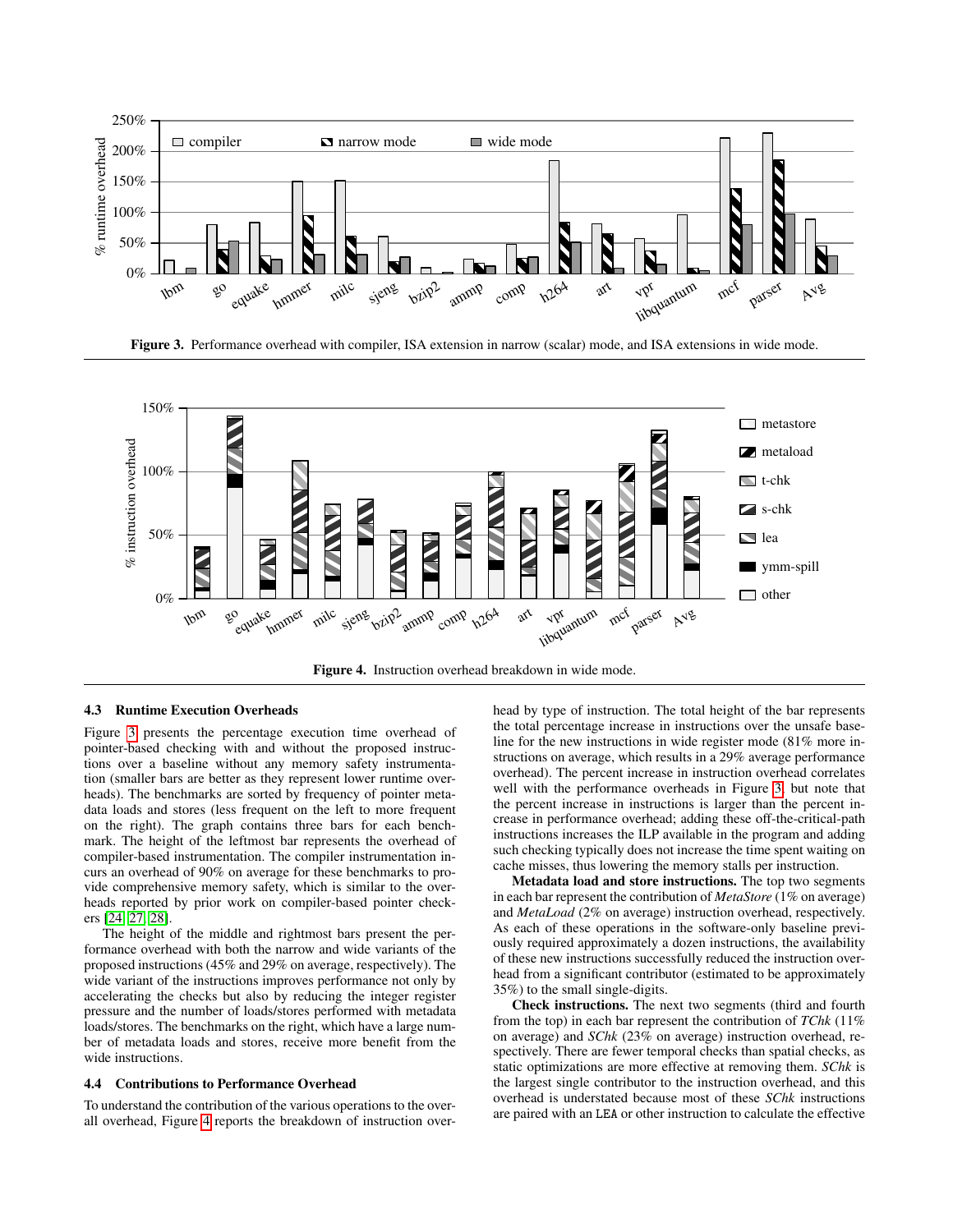**Figure 3.** Performance overhead with compiler, ISA extension in narrow (scalar) mode, and ISA extensions in wide mode.

**Figure 4.** Instruction overhead breakdown in wide mode.

### 4.3 Runtime Execution Overheads

Figure 3 presents the percentage execution time overhead of pointer-based checking with and without the proposed instructions over a baseline without any memory safety instrumentation (smaller bars are better as they represent lower runtime overheads). The benchmarks are sorted by frequency of pointer metadata loads and stores (less frequent on the left to more frequent on the right). The graph contains three bars for each benchmark. The height of the leftmost bar represents the overhead of compiler-based instrumentation. The compiler instrumentation incurs an overhead of 90% on average for these benchmarks to provide comprehensive memory safety, which is similar to the overheads reported by prior work on compiler-based pointer checkers [24, 27, 28].

The height of the middle and rightmost bars present the performance overhead with both the narrow and wide variants of the proposed instructions (45% and 29% on average, respectively). The wide variant of the instructions improves performance not only by accelerating the checks but also by reducing the integer register pressure and the number of loads/stores performed with metadata loads/stores. The benchmarks on the right, which have a large number of metadata loads and stores, receive more benefit from the wide instructions.

### 4.4 Contributions to Performance Overhead

To understand the contribution of the various operations to the overall overhead, Figure 4 reports the breakdown of instruction overhead by type of instruction. The total height of the bar represents the total percentage increase in instructions over the unsafe baseline for the new instructions in wide register mode (81% more instructions on average, which results in a 29% average performance overhead). The percent increase in instruction overhead correlates well with the performance overheads in Figure 3, but note that the percent increase in instructions is larger than the percent increase in performance overhead; adding these off-the-critical-path instructions increases the ILP available in the program and adding such checking typically does not increase the time spent waiting on cache misses, thus lowering the memory stalls per instruction.

**Metadata load and store instructions.** The top two segments in each bar represent the contribution of *MetaStore* (1% on average) and *MetaLoad* (2% on average) instruction overhead, respectively. As each of these operations in the software-only baseline previously required approximately a dozen instructions, the availability of these new instructions successfully reduced the instruction overhead from a significant contributor (estimated to be approximately 35%) to the small single-digits.

**Check instructions.** The next two segments (third and fourth from the top) in each bar represent the contribution of *TChk* (11% on average) and *SChk* (23% on average) instruction overhead, respectively. There are fewer temporal checks than spatial checks, as static optimizations are more effective at removing them. *SChk* is the largest single contributor to the instruction overhead, and this overhead is understated because most of these *SChk* instructions are paired with an LEA or other instruction to calculate the effective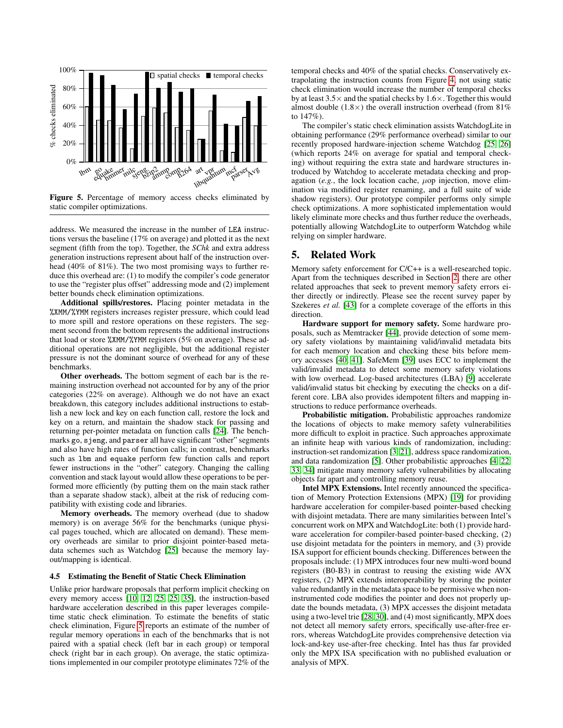Figure 5. Percentage of memory access checks eliminated by static compiler optimizations.

address. We measured the increase in the number of LEA instructions versus the baseline (17% on average) and plotted it as the next segment (fifth from the top). Together, the *SChk* and extra address generation instructions represent about half of the instruction overhead (40% of 81%). The two most promising ways to further reduce this overhead are: (1) to modify the compiler's code generator to use the "register plus offset" addressing mode and (2) implement better bounds check elimination optimizations.

**Additional spills/restores.** Placing pointer metadata in the %XMM/%YMM registers increases register pressure, which could lead to more spill and restore operations on these registers. The segment second from the bottom represents the additional instructions that load or store %XMM/%YMM registers (5% on average). These additional operations are not negligible, but the additional register pressure is not the dominant source of overhead for any of these benchmarks.

**Other overheads.** The bottom segment of each bar is the remaining instruction overhead not accounted for by any of the prior categories (22% on average). Although we do not have an exact breakdown, this category includes additional instructions to establish a new lock and key on each function call, restore the lock and key on a return, and maintain the shadow stack for passing and returning per-pointer metadata on function calls [24]. The benchmarks go, sjeng, and parser all have significant "other" segments and also have high rates of function calls; in contrast, benchmarks such as lbm and equake perform few function calls and report fewer instructions in the "other" category. Changing the calling convention and stack layout would allow these operations to be performed more efficiently (by putting them on the main stack rather than a separate shadow stack), albeit at the risk of reducing compatibility with existing code and libraries.

**Memory overheads.** The memory overhead (due to shadow memory) is on average 56% for the benchmarks (unique physical pages touched, which are allocated on demand). These memory overheads are similar to prior disjoint pointer-based metadata schemes such as Watchdog [25] because the memory layout/mapping is identical.

### 4.5 Estimating the Benefit of Static Check Elimination

Unlike prior hardware proposals that perform implicit checking on every memory access [10, 12, 25, 25, 35], the instruction-based hardware acceleration described in this paper leverages compile-time static check elimination. To estimate the benefits of static check elimination, Figure 5 reports an estimate of the number of regular memory operations in each of the benchmarks that is not paired with a spatial check (left bar in each group) or temporal check (right bar in each group). On average, the static optimizations implemented in our compiler prototype eliminates 72% of the temporal checks and 40% of the spatial checks. Conservatively extrapolating the instruction counts from Figure 4, not using static check elimination would increase the number of temporal checks by at least 3.5× and the spatial checks by 1.6×. Together this would almost double (1.8×) the overall instruction overhead (from 81% to 147%).

The compiler's static check elimination assists WatchdogLite in obtaining performance (29% performance overhead) similar to our recently proposed hardware-injection scheme Watchdog [25, 26] (which reports 24% on average for spatial and temporal checking) without requiring the extra state and hardware structures introduced by Watchdog to accelerate metadata checking and propagation (*e.g.*, the lock location cache, $\mu$op injection, move elimination via modified register renaming, and a full suite of wide shadow registers). Our prototype compiler performs only simple check optimizations. A more sophisticated implementation would likely eliminate more checks and thus further reduce the overheads, potentially allowing WatchdogLite to outperform Watchdog while relying on simpler hardware.

## 5. Related Work

Memory safety enforcement for C/C++ is a well-researched topic. Apart from the techniques described in Section 2, there are other related approaches that seek to prevent memory safety errors either directly or indirectly. Please see the recent survey paper by Szekeres *et al.* [43] for a complete coverage of the efforts in this direction.

**Hardware support for memory safety.** Some hardware proposals, such as Memtracker [44], provide detection of some memory safety violations by maintaining valid/invalid metadata bits for each memory location and checking these bits before memory accesses [40, 41]. SafeMem [39] uses ECC to implement the valid/invalid metadata to detect some memory safety violations with low overhead. Log-based architectures (LBA) [9] accelerate valid/invalid status bit checking by executing the checks on a different core. LBA also provides idempotent filters and mapping instructions to reduce performance overheads.

**Probabilistic mitigation.** Probabilistic approaches randomize the locations of objects to make memory safety vulnerabilities more difficult to exploit in practice. Such approaches approximate an infinite heap with various kinds of randomization, including: instruction-set randomization [3, 21], address space randomization, and data randomization [5]. Other probabilistic approaches [4, 22, 33, 34] mitigate many memory safety vulnerabilities by allocating objects far apart and controlling memory reuse.

**Intel MPX Extensions.** Intel recently announced the specification of Memory Protection Extensions (MPX) [19] for providing hardware acceleration for compiler-based pointer-based checking with disjoint metadata. There are many similarities between Intel's concurrent work on MPX and WatchdogLite: both (1) provide hardware acceleration for compiler-based pointer-based checking, (2) use disjoint metadata for the pointers in memory, and (3) provide ISA support for efficient bounds checking. Differences between the proposals include: (1) MPX introduces four new multi-word bound registers (B0-B3) in contrast to reusing the existing wide AVX registers, (2) MPX extends interoperability by storing the pointer value redundantly in the metadata space to be permissive when non-instrumented code modifies the pointer and does not properly update the bounds metadata, (3) MPX accesses the disjoint metadata using a two-level trie [28, 30], and (4) most significantly, MPX does not detect all memory safety errors, specifically use-after-free errors, whereas WatchdogLite provides comprehensive detection via lock-and-key use-after-free checking. Intel has thus far provided only the MPX ISA specification with no published evaluation or analysis of MPX.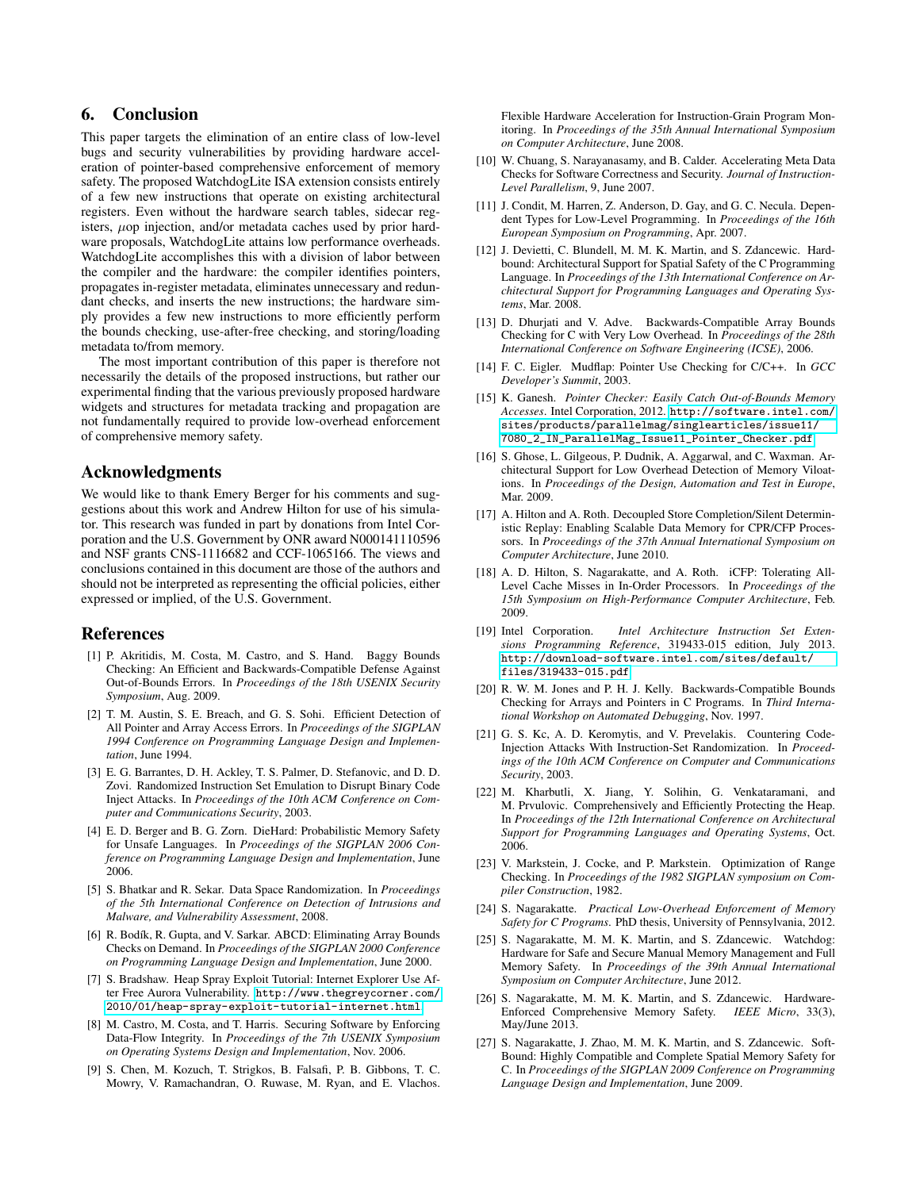## 6. Conclusion

This paper targets the elimination of an entire class of low-level bugs and security vulnerabilities by providing hardware acceleration of pointer-based comprehensive enforcement of memory safety. The proposed WatchdogLite ISA extension consists entirely of a few new instructions that operate on existing architectural registers. Even without the hardware search tables, sidecar registers, $\mu$op injection, and/or metadata caches used by prior hardware proposals, WatchdogLite attains low performance overheads. WatchdogLite accomplishes this with a division of labor between the compiler and the hardware: the compiler identifies pointers, propagates in-register metadata, eliminates unnecessary and redundant checks, and inserts the new instructions; the hardware simply provides a few new instructions to more efficiently perform the bounds checking, use-after-free checking, and storing/loading metadata to/from memory.

The most important contribution of this paper is therefore not necessarily the details of the proposed instructions, but rather our experimental finding that the various previously proposed hardware widgets and structures for metadata tracking and propagation are not fundamentally required to provide low-overhead enforcement of comprehensive memory safety.

## Acknowledgments

We would like to thank Emery Berger for his comments and suggestions about this work and Andrew Hilton for use of his simulator. This research was funded in part by donations from Intel Corporation and the U.S. Government by ONR award N000141110596 and NSF grants CNS-1116682 and CCF-1065166. The views and conclusions contained in this document are those of the authors and should not be interpreted as representing the official policies, either expressed or implied, of the U.S. Government.

## References

[1] P. Akritidis, M. Costa, M. Castro, and S. Hand. Baggy Bounds Checking: An Efficient and Backwards-Compatible Defense Against Out-of-Bounds Errors. In *Proceedings of the 18th USENIX Security Symposium*, Aug. 2009.

[2] T. M. Austin, S. E. Breach, and G. S. Sohi. Efficient Detection of All Pointer and Array Access Errors. In *Proceedings of the SIGPLAN 1994 Conference on Programming Language Design and Implementation*, June 1994.

[3] E. G. Barrantes, D. H. Ackley, T. S. Palmer, D. Stefanovic, and D. D. Zovi. Randomized Instruction Set Emulation to Disrupt Binary Code Inject Attacks. In *Proceedings of the 10th ACM Conference on Computer and Communications Security*, 2003.

[4] E. D. Berger and B. G. Zorn. DieHard: Probabilistic Memory Safety for Unsafe Languages. In *Proceedings of the SIGPLAN 2006 Conference on Programming Language Design and Implementation*, June 2006.

[5] S. Bhatkar and R. Sekar. Data Space Randomization. In *Proceedings of the 5th International Conference on Detection of Intrusions and Malware, and Vulnerability Assessment*, 2008.

[6] R. Bodík, R. Gupta, and V. Sarkar. ABCD: Eliminating Array Bounds Checks on Demand. In *Proceedings of the SIGPLAN 2000 Conference on Programming Language Design and Implementation*, June 2000.

[7] S. Bradshaw. Heap Spray Exploit Tutorial: Internet Explorer Use After Free Aurora Vulnerability. http://www.thegreycorner.com/2010/01/heap-spray-exploit-tutorial-internet.html.

[8] M. Castro, M. Costa, and T. Harris. Securing Software by Enforcing Data-Flow Integrity. In *Proceedings of the 7th USENIX Symposium on Operating Systems Design and Implementation*, Nov. 2006.

[9] S. Chen, M. Kozuch, T. Strigkos, B. Falsafi, P. B. Gibbons, T. C. Mowry, V. Ramachandran, O. Ruwase, M. Ryan, and E. Vlachos. Flexible Hardware Acceleration for Instruction-Grain Program Monitoring. In *Proceedings of the 35th Annual International Symposium on Computer Architecture*, June 2008.

[10] W. Chuang, S. Narayanasamy, and B. Calder. Accelerating Meta Data Checks for Software Correctness and Security. *Journal of Instruction-Level Parallelism*, 9, June 2007.

[11] J. Condit, M. Harren, Z. Anderson, D. Gay, and G. C. Necula. Dependent Types for Low-Level Programming. In *Proceedings of the 16th European Symposium on Programming*, Apr. 2007.

[12] J. Devietti, C. Blundell, M. M. K. Martin, and S. Zdancewic. Hardbound: Architectural Support for Spatial Safety of the C Programming Language. In *Proceedings of the 13th International Conference on Architectural Support for Programming Languages and Operating Systems*, Mar. 2008.

[13] D. Dhurjati and V. Adve. Backwards-Compatible Array Bounds Checking for C with Very Low Overhead. In *Proceedings of the 28th International Conference on Software Engineering (ICSE)*, 2006.

[14] F. C. Eigler. Mudflap: Pointer Use Checking for C/C++. In *GCC Developer's Summit*, 2003.

[15] K. Ganesh. *Pointer Checker: Easily Catch Out-of-Bounds Memory Accesses*. Intel Corporation, 2012. http://software.intel.com/sites/products/parallelmag/singlearticles/issue11/7080_2_IN_ParallelMag_Issue11_Pointer_Checker.pdf.

[16] S. Ghose, L. Gilgeous, P. Dudnik, A. Aggarwal, and C. Waxman. Architectural Support for Low Overhead Detection of Memory Viloations. In *Proceedings of the Design, Automation and Test in Europe*, Mar. 2009.

[17] A. Hilton and A. Roth. Decoupled Store Completion/Silent Deterministic Replay: Enabling Scalable Data Memory for CPR/CFP Processors. In *Proceedings of the 37th Annual International Symposium on Computer Architecture*, June 2010.

[18] A. D. Hilton, S. Nagarakatte, and A. Roth. iCFP: Tolerating All-Level Cache Misses in In-Order Processors. In *Proceedings of the 15th Symposium on High-Performance Computer Architecture*, Feb. 2009.

[19] Intel Corporation. *Intel Architecture Instruction Set Extensions Programming Reference*, 319433-015 edition, July 2013. http://download-software.intel.com/sites/default/files/319433-015.pdf.

[20] R. W. M. Jones and P. H. J. Kelly. Backwards-Compatible Bounds Checking for Arrays and Pointers in C Programs. In *Third International Workshop on Automated Debugging*, Nov. 1997.

[21] G. S. Kc, A. D. Keromytis, and V. Prevelakis. Countering Code-Injection Attacks With Instruction-Set Randomization. In *Proceedings of the 10th ACM Conference on Computer and Communications Security*, 2003.

[22] M. Kharbutli, X. Jiang, Y. Solihin, G. Venkataramani, and M. Prvulovic. Comprehensively and Efficiently Protecting the Heap. In *Proceedings of the 12th International Conference on Architectural Support for Programming Languages and Operating Systems*, Oct. 2006.

[23] V. Markstein, J. Cocke, and P. Markstein. Optimization of Range Checking. In *Proceedings of the 1982 SIGPLAN symposium on Compiler Construction*, 1982.

[24] S. Nagarakatte. *Practical Low-Overhead Enforcement of Memory Safety for C Programs*. PhD thesis, University of Pennsylvania, 2012.

[25] S. Nagarakatte, M. M. K. Martin, and S. Zdancewic. Watchdog: Hardware for Safe and Secure Manual Memory Management and Full Memory Safety. In *Proceedings of the 39th Annual International Symposium on Computer Architecture*, June 2012.

[26] S. Nagarakatte, M. M. K. Martin, and S. Zdancewic. Hardware-Enforced Comprehensive Memory Safety. *IEEE Micro*, 33(3), May/June 2013.

[27] S. Nagarakatte, J. Zhao, M. M. K. Martin, and S. Zdancewic. SoftBound: Highly Compatible and Complete Spatial Memory Safety for C. In *Proceedings of the SIGPLAN 2009 Conference on Programming Language Design and Implementation*, June 2009.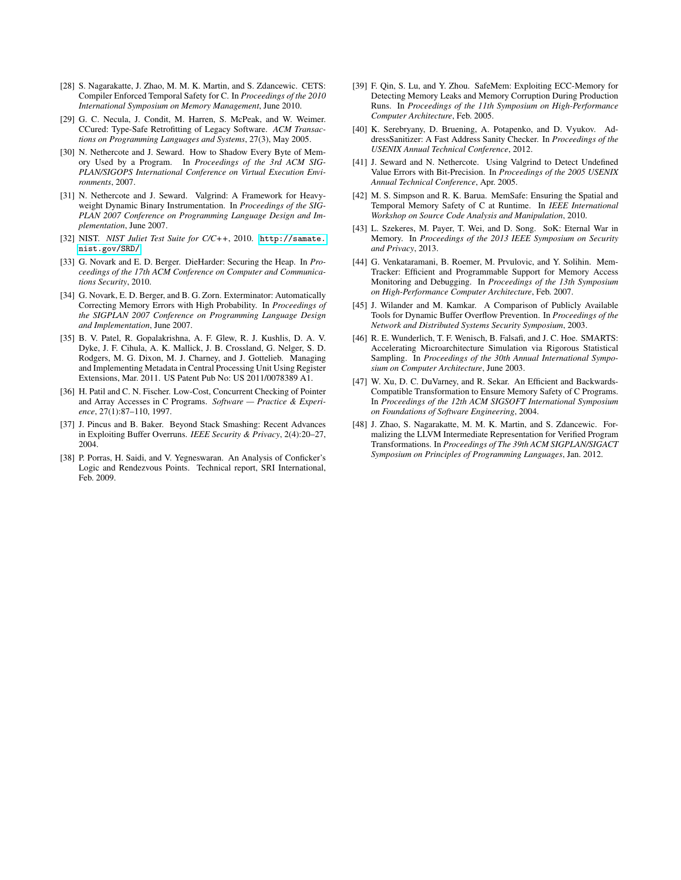[28] S. Nagarakatte, J. Zhao, M. M. K. Martin, and S. Zdancewic. CETS: Compiler Enforced Temporal Safety for C. In *Proceedings of the 2010 International Symposium on Memory Management*, June 2010.

[29] G. C. Necula, J. Condit, M. Harren, S. McPeak, and W. Weimer. CCured: Type-Safe Retrofitting of Legacy Software. *ACM Transactions on Programming Languages and Systems*, 27(3), May 2005.

[30] N. Nethercote and J. Seward. How to Shadow Every Byte of Memory Used by a Program. In *Proceedings of the 3rd ACM SIGPLAN/SIGOPS International Conference on Virtual Execution Environments*, 2007.

[31] N. Nethercote and J. Seward. Valgrind: A Framework for Heavyweight Dynamic Binary Instrumentation. In *Proceedings of the SIGPLAN 2007 Conference on Programming Language Design and Implementation*, June 2007.

[32] NIST. *NIST Juliet Test Suite for C/C++*, 2010. http://samate.nist.gov/SRD/.

[33] G. Novark and E. D. Berger. DieHarder: Securing the Heap. In *Proceedings of the 17th ACM Conference on Computer and Communications Security*, 2010.

[34] G. Novark, E. D. Berger, and B. G. Zorn. Exterminator: Automatically Correcting Memory Errors with High Probability. In *Proceedings of the SIGPLAN 2007 Conference on Programming Language Design and Implementation*, June 2007.

[35] B. V. Patel, R. Gopalakrishna, A. F. Glew, R. J. Kushlis, D. A. V. Dyke, J. F. Cihula, A. K. Mallick, J. B. Crossland, G. Nelger, S. D. Rodgers, M. G. Dixon, M. J. Charney, and J. Gottelieb. Managing and Implementing Metadata in Central Processing Unit Using Register Extensions, Mar. 2011. US Patent Pub No: US 2011/0078389 A1.

[36] H. Patil and C. N. Fischer. Low-Cost, Concurrent Checking of Pointer and Array Accesses in C Programs. *Software — Practice & Experience*, 27(1):87–110, 1997.

[37] J. Pincus and B. Baker. Beyond Stack Smashing: Recent Advances in Exploiting Buffer Overruns. *IEEE Security & Privacy*, 2(4):20–27, 2004.

[38] P. Porras, H. Saidi, and V. Yegneswaran. An Analysis of Conficker's Logic and Rendezvous Points. Technical report, SRI International, Feb. 2009.

[39] F. Qin, S. Lu, and Y. Zhou. SafeMem: Exploiting ECC-Memory for Detecting Memory Leaks and Memory Corruption During Production Runs. In *Proceedings of the 11th Symposium on High-Performance Computer Architecture*, Feb. 2005.

[40] K. Serebryany, D. Bruening, A. Potapenko, and D. Vyukov. AddressSanitizer: A Fast Address Sanity Checker. In *Proceedings of the USENIX Annual Technical Conference*, 2012.

[41] J. Seward and N. Nethercote. Using Valgrind to Detect Undefined Value Errors with Bit-Precision. In *Proceedings of the 2005 USENIX Annual Technical Conference*, Apr. 2005.

[42] M. S. Simpson and R. K. Barua. MemSafe: Ensuring the Spatial and Temporal Memory Safety of C at Runtime. In *IEEE International Workshop on Source Code Analysis and Manipulation*, 2010.

[43] L. Szekeres, M. Payer, T. Wei, and D. Song. SoK: Eternal War in Memory. In *Proceedings of the 2013 IEEE Symposium on Security and Privacy*, 2013.

[44] G. Venkataramani, B. Roemer, M. Prvulovic, and Y. Solihin. MemTracker: Efficient and Programmable Support for Memory Access Monitoring and Debugging. In *Proceedings of the 13th Symposium on High-Performance Computer Architecture*, Feb. 2007.

[45] J. Wilander and M. Kamkar. A Comparison of Publicly Available Tools for Dynamic Buffer Overflow Prevention. In *Proceedings of the Network and Distributed Systems Security Symposium*, 2003.

[46] R. E. Wunderlich, T. F. Wenisch, B. Falsafi, and J. C. Hoe. SMARTS: Accelerating Microarchitecture Simulation via Rigorous Statistical Sampling. In *Proceedings of the 30th Annual International Symposium on Computer Architecture*, June 2003.

[47] W. Xu, D. C. DuVarney, and R. Sekar. An Efficient and Backwards-Compatible Transformation to Ensure Memory Safety of C Programs. In *Proceedings of the 12th ACM SIGSOFT International Symposium on Foundations of Software Engineering*, 2004.

[48] J. Zhao, S. Nagarakatte, M. M. K. Martin, and S. Zdancewic. Formalizing the LLVM Intermediate Representation for Verified Program Transformations. In *Proceedings of The 39th ACM SIGPLAN/SIGACT Symposium on Principles of Programming Languages*, Jan. 2012.